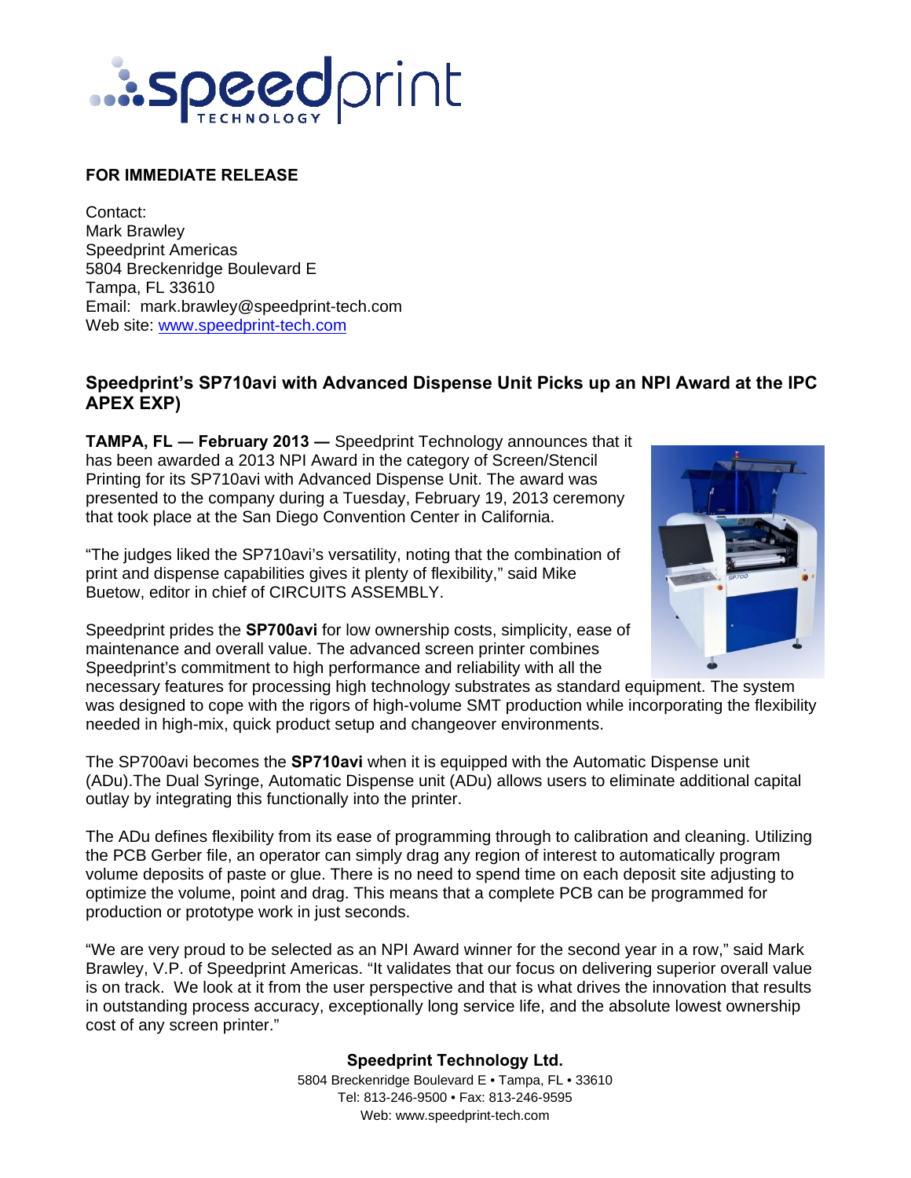**FOR IMMEDIATE RELEASE**

Contact:
Mark Brawley
Speedprint Americas
5804 Breckenridge Boulevard E
Tampa, FL 33610
Email: mark.brawley@speedprint-tech.com
Web site: www.speedprint-tech.com

## Speedprint's SP710avi with Advanced Dispense Unit Picks up an NPI Award at the IPC APEX EXP)

**TAMPA, FL — February 2013 —** Speedprint Technology announces that it has been awarded a 2013 NPI Award in the category of Screen/Stencil Printing for its SP710avi with Advanced Dispense Unit. The award was presented to the company during a Tuesday, February 19, 2013 ceremony that took place at the San Diego Convention Center in California.

"The judges liked the SP710avi's versatility, noting that the combination of print and dispense capabilities gives it plenty of flexibility," said Mike Buetow, editor in chief of CIRCUITS ASSEMBLY.

Speedprint prides the **SP700avi** for low ownership costs, simplicity, ease of maintenance and overall value. The advanced screen printer combines Speedprint's commitment to high performance and reliability with all the necessary features for processing high technology substrates as standard equipment. The system was designed to cope with the rigors of high-volume SMT production while incorporating the flexibility needed in high-mix, quick product setup and changeover environments.

The SP700avi becomes the **SP710avi** when it is equipped with the Automatic Dispense unit (ADu).The Dual Syringe, Automatic Dispense unit (ADu) allows users to eliminate additional capital outlay by integrating this functionally into the printer.

The ADu defines flexibility from its ease of programming through to calibration and cleaning. Utilizing the PCB Gerber file, an operator can simply drag any region of interest to automatically program volume deposits of paste or glue. There is no need to spend time on each deposit site adjusting to optimize the volume, point and drag. This means that a complete PCB can be programmed for production or prototype work in just seconds.

"We are very proud to be selected as an NPI Award winner for the second year in a row," said Mark Brawley, V.P. of Speedprint Americas. "It validates that our focus on delivering superior overall value is on track. We look at it from the user perspective and that is what drives the innovation that results in outstanding process accuracy, exceptionally long service life, and the absolute lowest ownership cost of any screen printer."

**Speedprint Technology Ltd.**
5804 Breckenridge Boulevard E • Tampa, FL • 33610
Tel: 813-246-9500 • Fax: 813-246-9595
Web: www.speedprint-tech.com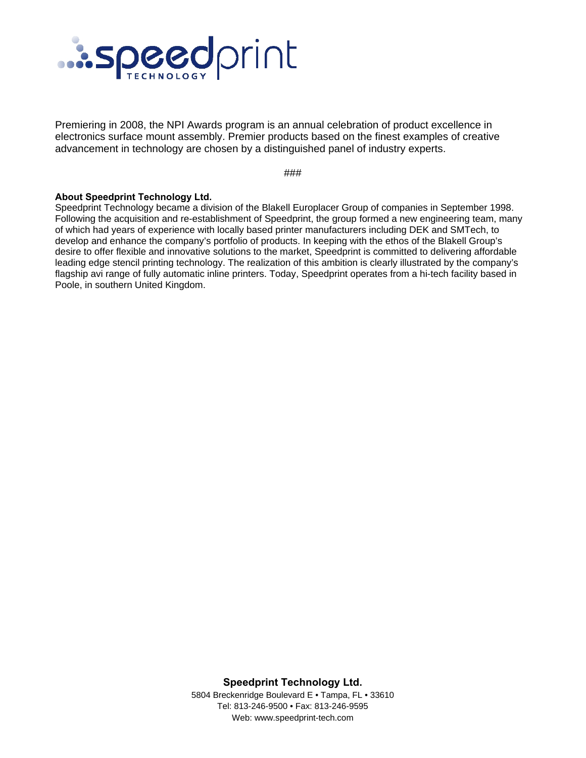Premiering in 2008, the NPI Awards program is an annual celebration of product excellence in electronics surface mount assembly. Premier products based on the finest examples of creative advancement in technology are chosen by a distinguished panel of industry experts.

###

**About Speedprint Technology Ltd.**

Speedprint Technology became a division of the Blakell Europlacer Group of companies in September 1998. Following the acquisition and re-establishment of Speedprint, the group formed a new engineering team, many of which had years of experience with locally based printer manufacturers including DEK and SMTech, to develop and enhance the company's portfolio of products. In keeping with the ethos of the Blakell Group's desire to offer flexible and innovative solutions to the market, Speedprint is committed to delivering affordable leading edge stencil printing technology. The realization of this ambition is clearly illustrated by the company's flagship avi range of fully automatic inline printers. Today, Speedprint operates from a hi-tech facility based in Poole, in southern United Kingdom.

**Speedprint Technology Ltd.**

5804 Breckenridge Boulevard E • Tampa, FL • 33610

Tel: 813-246-9500 • Fax: 813-246-9595

Web: www.speedprint-tech.com